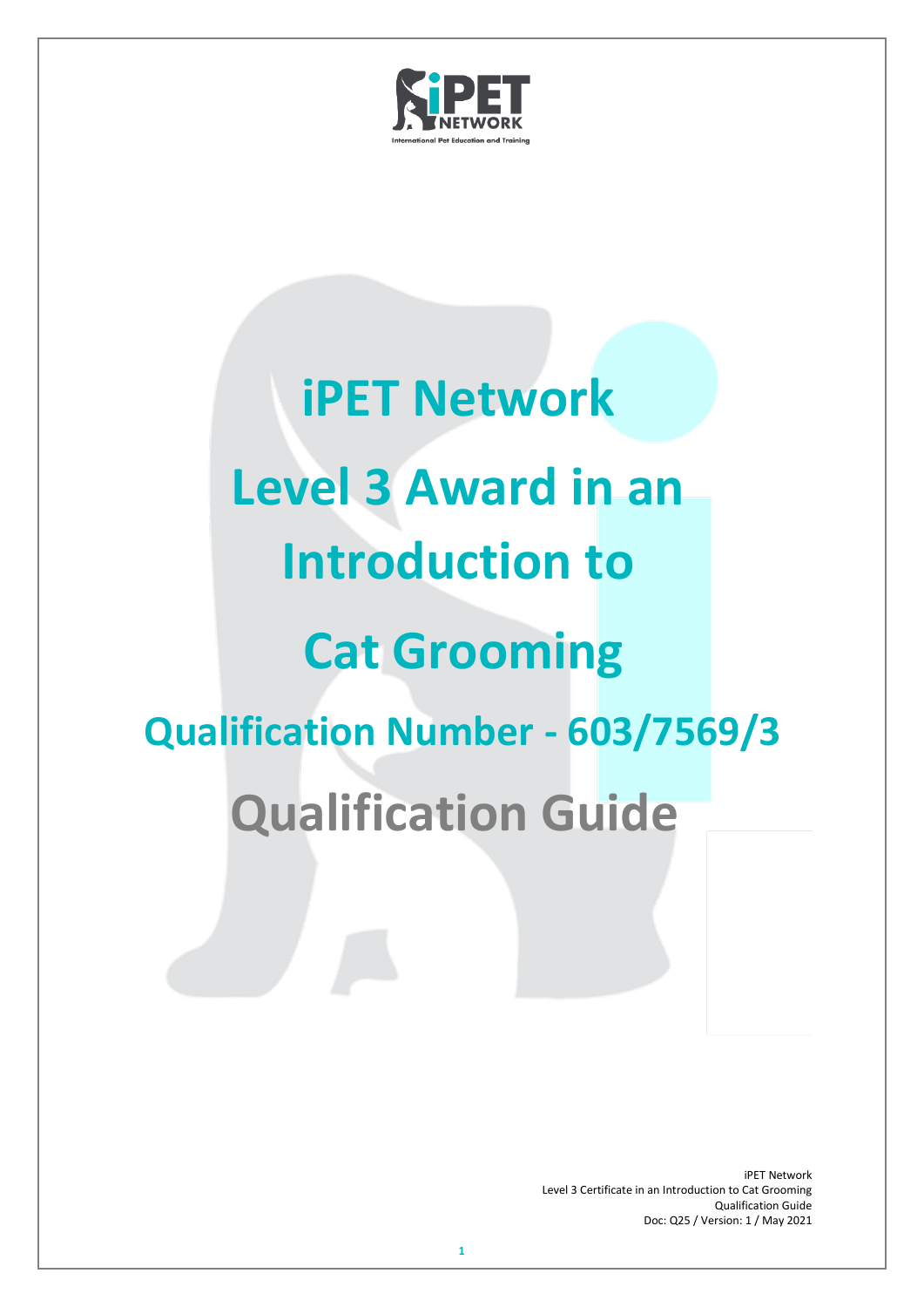# iPET Network

# Level 3 Award in an Introduction to Cat Grooming

## Qualification Number - 603/7569/3

# Qualification Guide

iPET Network
Level 3 Certificate in an Introduction to Cat Grooming
Qualification Guide
Doc: Q25 / Version: 1 / May 2021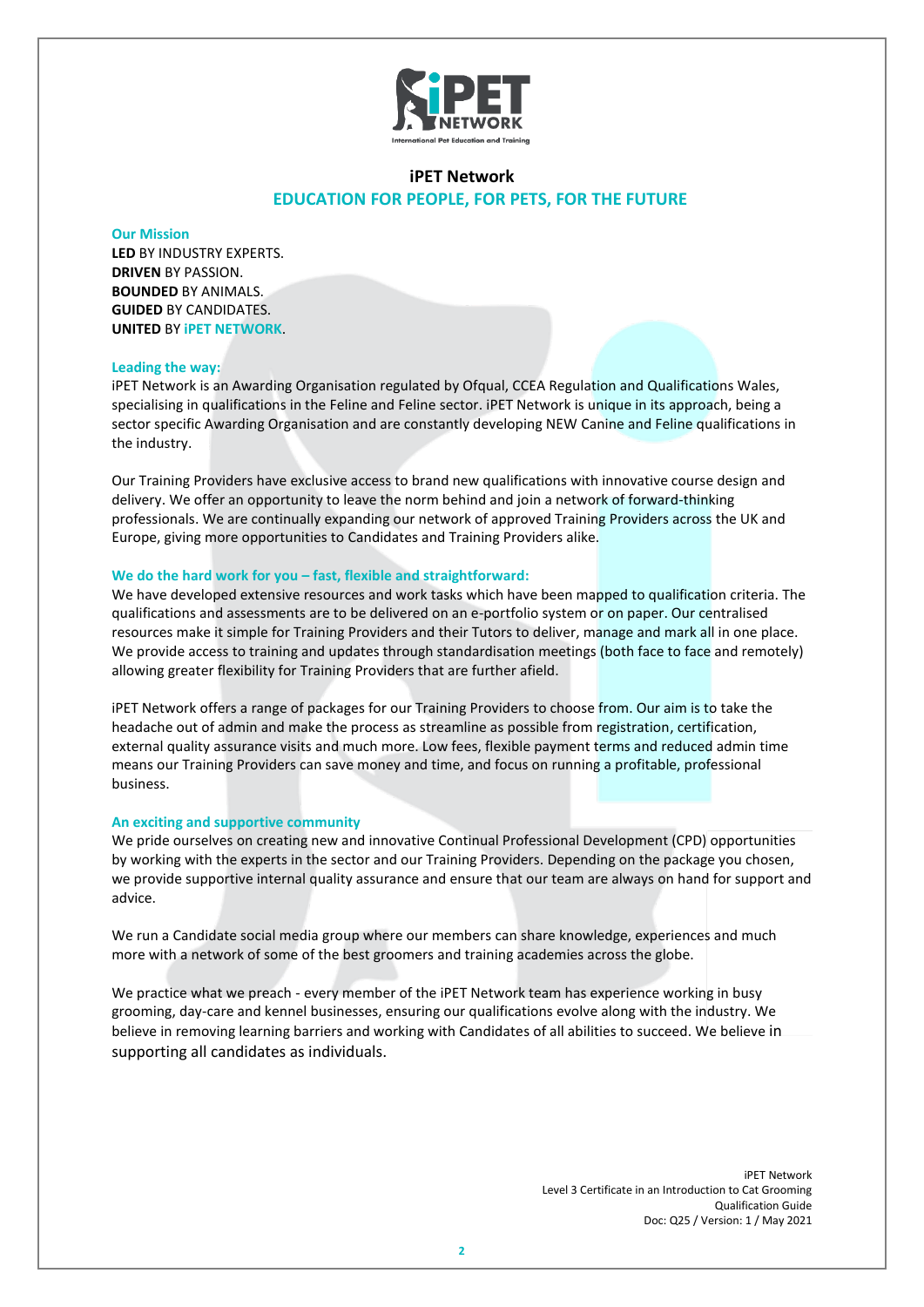# iPET Network

## EDUCATION FOR PEOPLE, FOR PETS, FOR THE FUTURE

### Our Mission

**LED** BY INDUSTRY EXPERTS.
**DRIVEN** BY PASSION.
**BOUNDED** BY ANIMALS.
**GUIDED** BY CANDIDATES.
**UNITED** BY **iPET NETWORK**.

### Leading the way:

iPET Network is an Awarding Organisation regulated by Ofqual, CCEA Regulation and Qualifications Wales, specialising in qualifications in the Feline and Feline sector. iPET Network is unique in its approach, being a sector specific Awarding Organisation and are constantly developing NEW Canine and Feline qualifications in the industry.

Our Training Providers have exclusive access to brand new qualifications with innovative course design and delivery. We offer an opportunity to leave the norm behind and join a network of forward-thinking professionals. We are continually expanding our network of approved Training Providers across the UK and Europe, giving more opportunities to Candidates and Training Providers alike.

### We do the hard work for you – fast, flexible and straightforward:

We have developed extensive resources and work tasks which have been mapped to qualification criteria. The qualifications and assessments are to be delivered on an e-portfolio system or on paper. Our centralised resources make it simple for Training Providers and their Tutors to deliver, manage and mark all in one place. We provide access to training and updates through standardisation meetings (both face to face and remotely) allowing greater flexibility for Training Providers that are further afield.

iPET Network offers a range of packages for our Training Providers to choose from. Our aim is to take the headache out of admin and make the process as streamline as possible from registration, certification, external quality assurance visits and much more. Low fees, flexible payment terms and reduced admin time means our Training Providers can save money and time, and focus on running a profitable, professional business.

### An exciting and supportive community

We pride ourselves on creating new and innovative Continual Professional Development (CPD) opportunities by working with the experts in the sector and our Training Providers. Depending on the package you chosen, we provide supportive internal quality assurance and ensure that our team are always on hand for support and advice.

We run a Candidate social media group where our members can share knowledge, experiences and much more with a network of some of the best groomers and training academies across the globe.

We practice what we preach - every member of the iPET Network team has experience working in busy grooming, day-care and kennel businesses, ensuring our qualifications evolve along with the industry. We believe in removing learning barriers and working with Candidates of all abilities to succeed. We believe in supporting all candidates as individuals.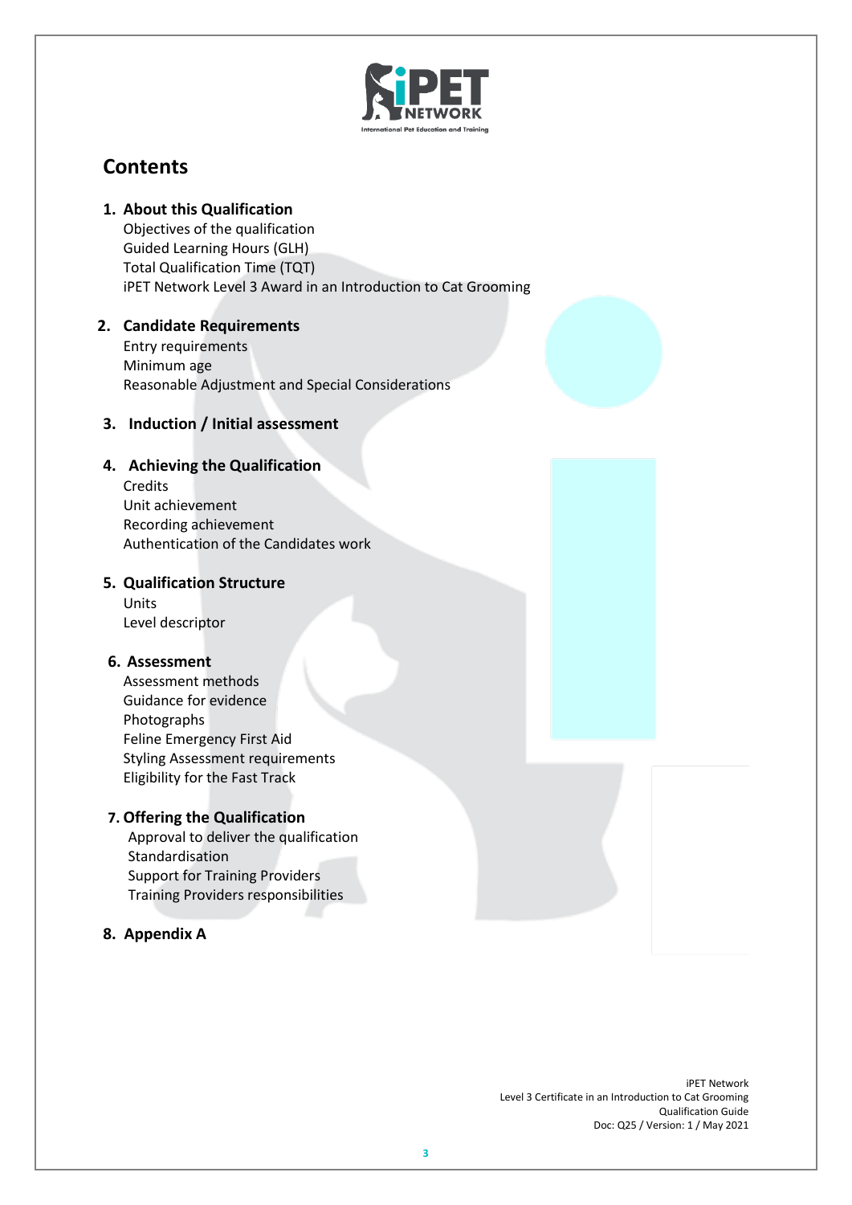# Contents

1. **About this Qualification**
   Objectives of the qualification
   Guided Learning Hours (GLH)
   Total Qualification Time (TQT)
   iPET Network Level 3 Award in an Introduction to Cat Grooming

2. **Candidate Requirements**
   Entry requirements
   Minimum age
   Reasonable Adjustment and Special Considerations

3. **Induction / Initial assessment**

4. **Achieving the Qualification**
   Credits
   Unit achievement
   Recording achievement
   Authentication of the Candidates work

5. **Qualification Structure**
   Units
   Level descriptor

6. **Assessment**
   Assessment methods
   Guidance for evidence
   Photographs
   Feline Emergency First Aid
   Styling Assessment requirements
   Eligibility for the Fast Track

7. **Offering the Qualification**
   Approval to deliver the qualification
   Standardisation
   Support for Training Providers
   Training Providers responsibilities

8. **Appendix A**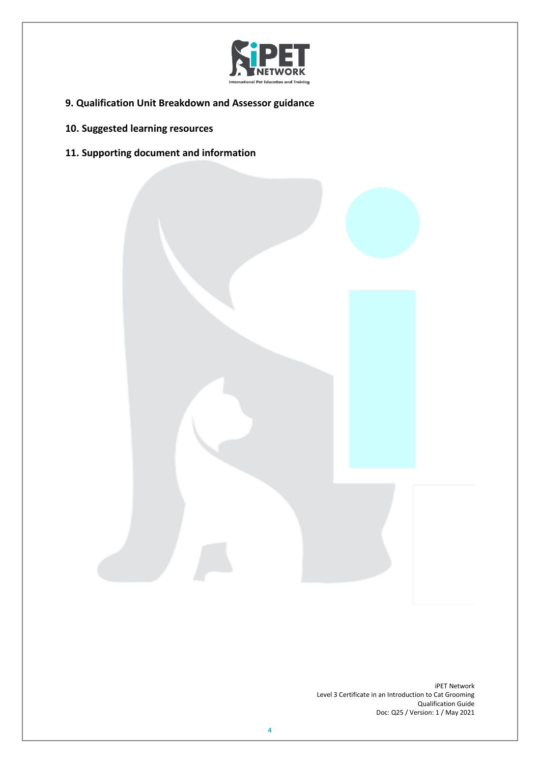**9. Qualification Unit Breakdown and Assessor guidance**

**10. Suggested learning resources**

**11. Supporting document and information**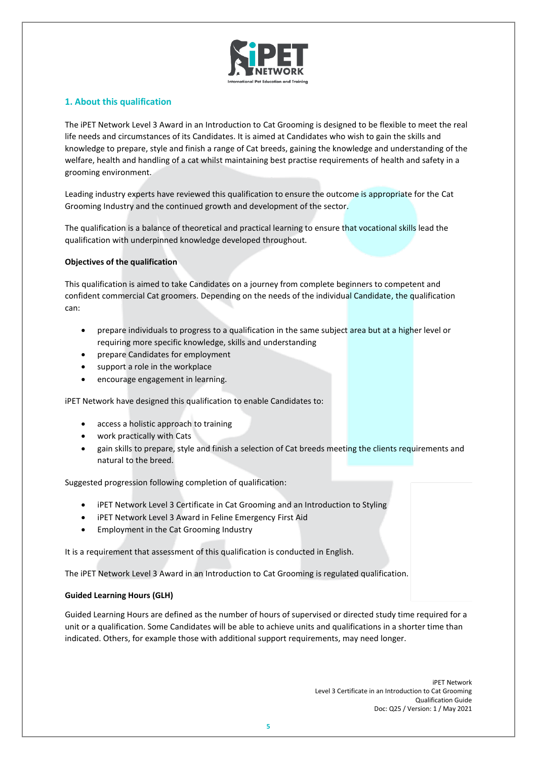## 1. About this qualification

The iPET Network Level 3 Award in an Introduction to Cat Grooming is designed to be flexible to meet the real life needs and circumstances of its Candidates. It is aimed at Candidates who wish to gain the skills and knowledge to prepare, style and finish a range of Cat breeds, gaining the knowledge and understanding of the welfare, health and handling of a cat whilst maintaining best practise requirements of health and safety in a grooming environment.

Leading industry experts have reviewed this qualification to ensure the outcome is appropriate for the Cat Grooming Industry and the continued growth and development of the sector.

The qualification is a balance of theoretical and practical learning to ensure that vocational skills lead the qualification with underpinned knowledge developed throughout.

**Objectives of the qualification**

This qualification is aimed to take Candidates on a journey from complete beginners to competent and confident commercial Cat groomers. Depending on the needs of the individual Candidate, the qualification can:

- prepare individuals to progress to a qualification in the same subject area but at a higher level or requiring more specific knowledge, skills and understanding
- prepare Candidates for employment
- support a role in the workplace
- encourage engagement in learning.

iPET Network have designed this qualification to enable Candidates to:

- access a holistic approach to training
- work practically with Cats
- gain skills to prepare, style and finish a selection of Cat breeds meeting the clients requirements and natural to the breed.

Suggested progression following completion of qualification:

- iPET Network Level 3 Certificate in Cat Grooming and an Introduction to Styling
- iPET Network Level 3 Award in Feline Emergency First Aid
- Employment in the Cat Grooming Industry

It is a requirement that assessment of this qualification is conducted in English.

The iPET Network Level 3 Award in an Introduction to Cat Grooming is regulated qualification.

**Guided Learning Hours (GLH)**

Guided Learning Hours are defined as the number of hours of supervised or directed study time required for a unit or a qualification. Some Candidates will be able to achieve units and qualifications in a shorter time than indicated. Others, for example those with additional support requirements, may need longer.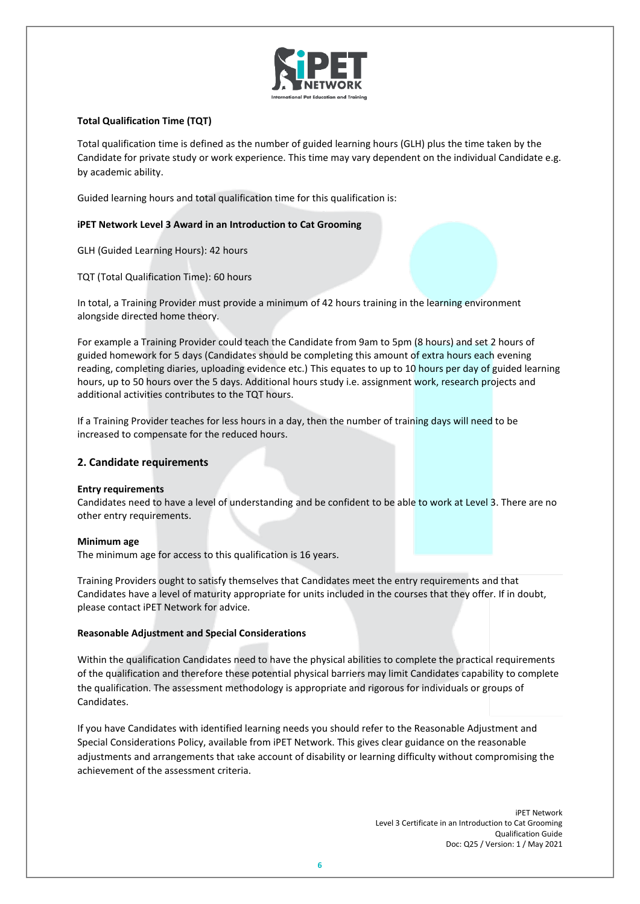**Total Qualification Time (TQT)**

Total qualification time is defined as the number of guided learning hours (GLH) plus the time taken by the Candidate for private study or work experience. This time may vary dependent on the individual Candidate e.g. by academic ability.

Guided learning hours and total qualification time for this qualification is:

**iPET Network Level 3 Award in an Introduction to Cat Grooming**

GLH (Guided Learning Hours): 42 hours

TQT (Total Qualification Time): 60 hours

In total, a Training Provider must provide a minimum of 42 hours training in the learning environment alongside directed home theory.

For example a Training Provider could teach the Candidate from 9am to 5pm (8 hours) and set 2 hours of guided homework for 5 days (Candidates should be completing this amount of extra hours each evening reading, completing diaries, uploading evidence etc.) This equates to up to 10 hours per day of guided learning hours, up to 50 hours over the 5 days. Additional hours study i.e. assignment work, research projects and additional activities contributes to the TQT hours.

If a Training Provider teaches for less hours in a day, then the number of training days will need to be increased to compensate for the reduced hours.

## 2. Candidate requirements

**Entry requirements**
Candidates need to have a level of understanding and be confident to be able to work at Level 3. There are no other entry requirements.

**Minimum age**
The minimum age for access to this qualification is 16 years.

Training Providers ought to satisfy themselves that Candidates meet the entry requirements and that Candidates have a level of maturity appropriate for units included in the courses that they offer. If in doubt, please contact iPET Network for advice.

**Reasonable Adjustment and Special Considerations**

Within the qualification Candidates need to have the physical abilities to complete the practical requirements of the qualification and therefore these potential physical barriers may limit Candidates capability to complete the qualification. The assessment methodology is appropriate and rigorous for individuals or groups of Candidates.

If you have Candidates with identified learning needs you should refer to the Reasonable Adjustment and Special Considerations Policy, available from iPET Network. This gives clear guidance on the reasonable adjustments and arrangements that take account of disability or learning difficulty without compromising the achievement of the assessment criteria.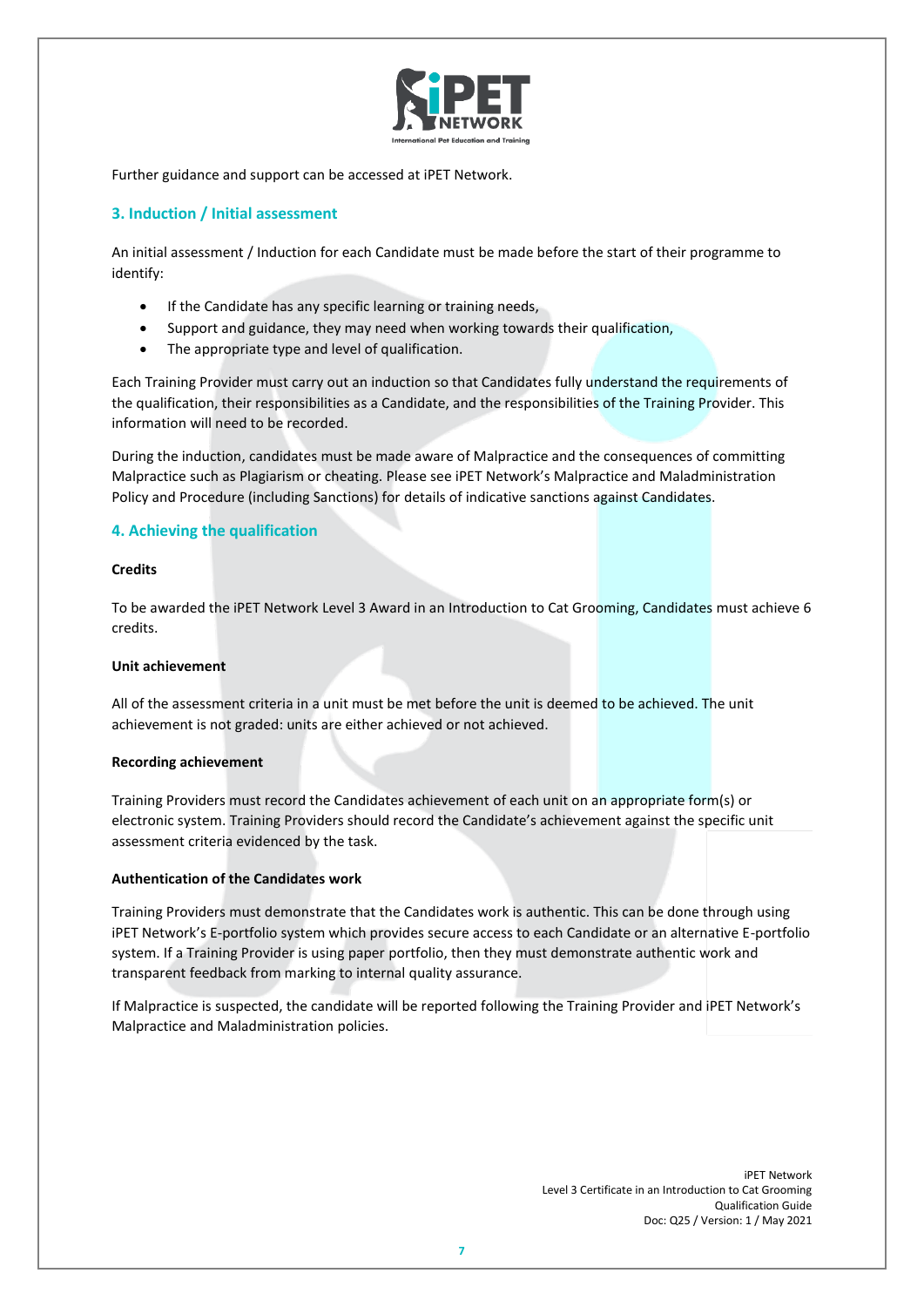Further guidance and support can be accessed at iPET Network.

## 3. Induction / Initial assessment

An initial assessment / Induction for each Candidate must be made before the start of their programme to identify:

- If the Candidate has any specific learning or training needs,
- Support and guidance, they may need when working towards their qualification,
- The appropriate type and level of qualification.

Each Training Provider must carry out an induction so that Candidates fully understand the requirements of the qualification, their responsibilities as a Candidate, and the responsibilities of the Training Provider. This information will need to be recorded.

During the induction, candidates must be made aware of Malpractice and the consequences of committing Malpractice such as Plagiarism or cheating. Please see iPET Network's Malpractice and Maladministration Policy and Procedure (including Sanctions) for details of indicative sanctions against Candidates.

## 4. Achieving the qualification

**Credits**

To be awarded the iPET Network Level 3 Award in an Introduction to Cat Grooming, Candidates must achieve 6 credits.

**Unit achievement**

All of the assessment criteria in a unit must be met before the unit is deemed to be achieved. The unit achievement is not graded: units are either achieved or not achieved.

**Recording achievement**

Training Providers must record the Candidates achievement of each unit on an appropriate form(s) or electronic system. Training Providers should record the Candidate's achievement against the specific unit assessment criteria evidenced by the task.

**Authentication of the Candidates work**

Training Providers must demonstrate that the Candidates work is authentic. This can be done through using iPET Network's E-portfolio system which provides secure access to each Candidate or an alternative E-portfolio system. If a Training Provider is using paper portfolio, then they must demonstrate authentic work and transparent feedback from marking to internal quality assurance.

If Malpractice is suspected, the candidate will be reported following the Training Provider and iPET Network's Malpractice and Maladministration policies.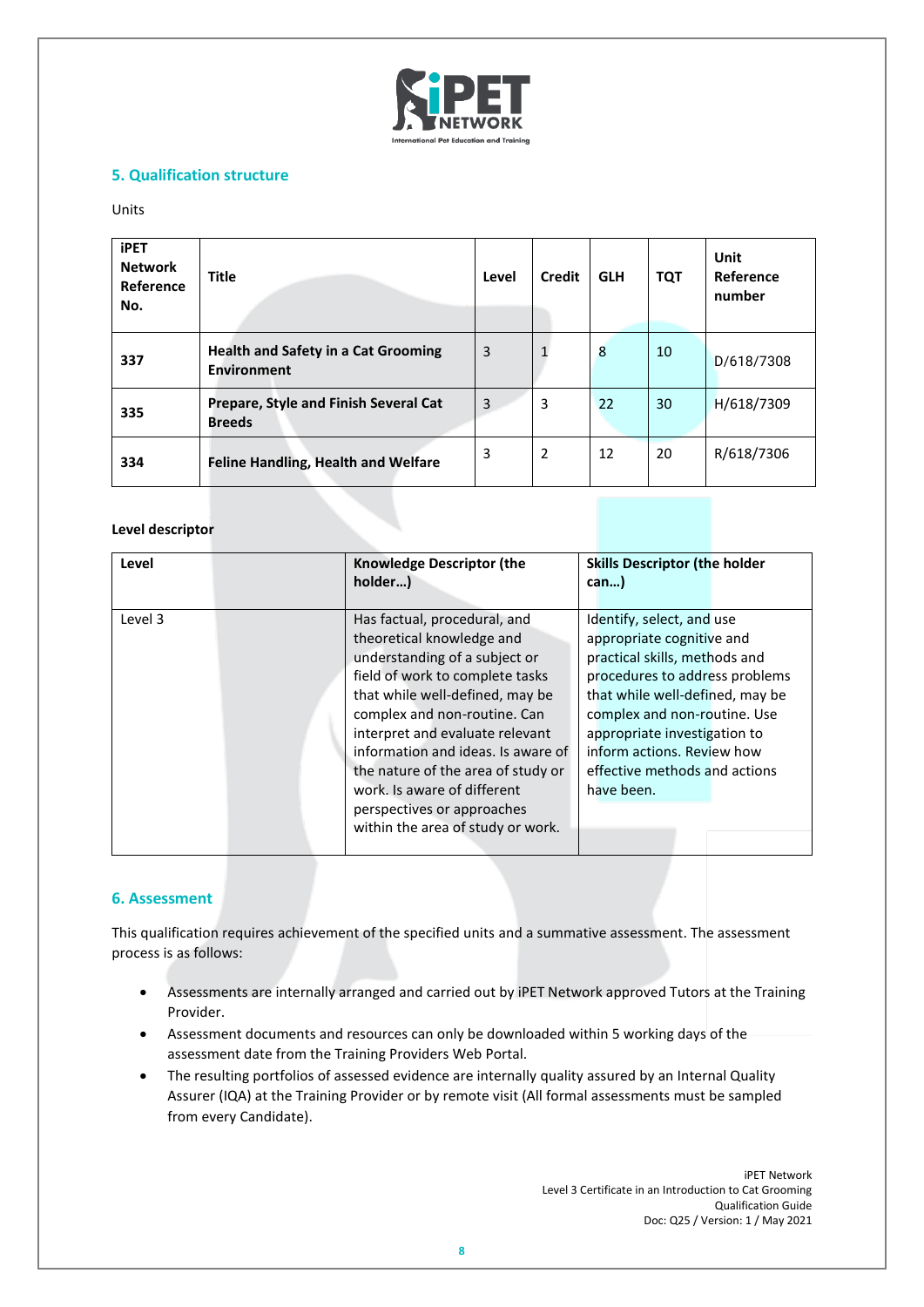## 5. Qualification structure

Units

| iPET Network Reference No. | Title | Level | Credit | GLH | TQT | Unit Reference number |
|---|---|---|---|---|---|---|
| **337** | **Health and Safety in a Cat Grooming Environment** | 3 | 1 | 8 | 10 | D/618/7308 |
| **335** | **Prepare, Style and Finish Several Cat Breeds** | 3 | 3 | 22 | 30 | H/618/7309 |
| **334** | **Feline Handling, Health and Welfare** | 3 | 2 | 12 | 20 | R/618/7306 |

**Level descriptor**

| Level | Knowledge Descriptor (the holder…) | Skills Descriptor (the holder can…) |
|---|---|---|
| Level 3 | Has factual, procedural, and theoretical knowledge and understanding of a subject or field of work to complete tasks that while well-defined, may be complex and non-routine. Can interpret and evaluate relevant information and ideas. Is aware of the nature of the area of study or work. Is aware of different perspectives or approaches within the area of study or work. | Identify, select, and use appropriate cognitive and practical skills, methods and procedures to address problems that while well-defined, may be complex and non-routine. Use appropriate investigation to inform actions. Review how effective methods and actions have been. |

## 6. Assessment

This qualification requires achievement of the specified units and a summative assessment. The assessment process is as follows:

- Assessments are internally arranged and carried out by iPET Network approved Tutors at the Training Provider.
- Assessment documents and resources can only be downloaded within 5 working days of the assessment date from the Training Providers Web Portal.
- The resulting portfolios of assessed evidence are internally quality assured by an Internal Quality Assurer (IQA) at the Training Provider or by remote visit (All formal assessments must be sampled from every Candidate).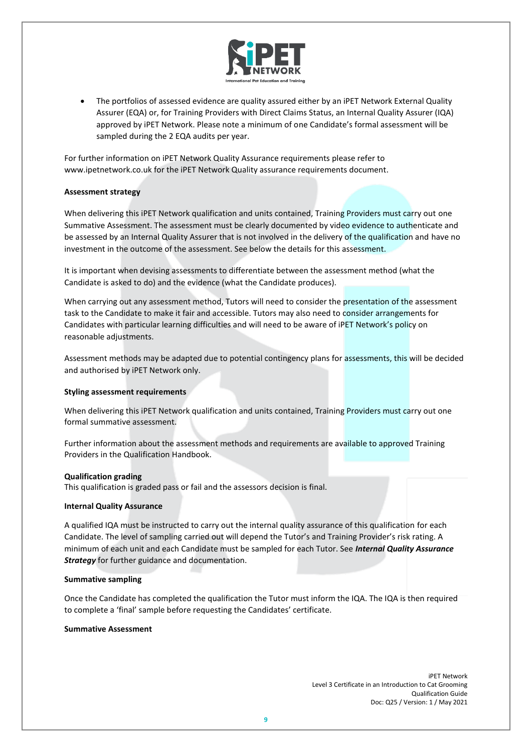- The portfolios of assessed evidence are quality assured either by an iPET Network External Quality Assurer (EQA) or, for Training Providers with Direct Claims Status, an Internal Quality Assurer (IQA) approved by iPET Network. Please note a minimum of one Candidate's formal assessment will be sampled during the 2 EQA audits per year.

For further information on iPET Network Quality Assurance requirements please refer to www.ipetnetwork.co.uk for the iPET Network Quality assurance requirements document.

**Assessment strategy**

When delivering this iPET Network qualification and units contained, Training Providers must carry out one Summative Assessment. The assessment must be clearly documented by video evidence to authenticate and be assessed by an Internal Quality Assurer that is not involved in the delivery of the qualification and have no investment in the outcome of the assessment. See below the details for this assessment.

It is important when devising assessments to differentiate between the assessment method (what the Candidate is asked to do) and the evidence (what the Candidate produces).

When carrying out any assessment method, Tutors will need to consider the presentation of the assessment task to the Candidate to make it fair and accessible. Tutors may also need to consider arrangements for Candidates with particular learning difficulties and will need to be aware of iPET Network's policy on reasonable adjustments.

Assessment methods may be adapted due to potential contingency plans for assessments, this will be decided and authorised by iPET Network only.

**Styling assessment requirements**

When delivering this iPET Network qualification and units contained, Training Providers must carry out one formal summative assessment.

Further information about the assessment methods and requirements are available to approved Training Providers in the Qualification Handbook.

**Qualification grading**

This qualification is graded pass or fail and the assessors decision is final.

**Internal Quality Assurance**

A qualified IQA must be instructed to carry out the internal quality assurance of this qualification for each Candidate. The level of sampling carried out will depend the Tutor's and Training Provider's risk rating. A minimum of each unit and each Candidate must be sampled for each Tutor. See ***Internal Quality Assurance Strategy*** for further guidance and documentation.

**Summative sampling**

Once the Candidate has completed the qualification the Tutor must inform the IQA. The IQA is then required to complete a 'final' sample before requesting the Candidates' certificate.

**Summative Assessment**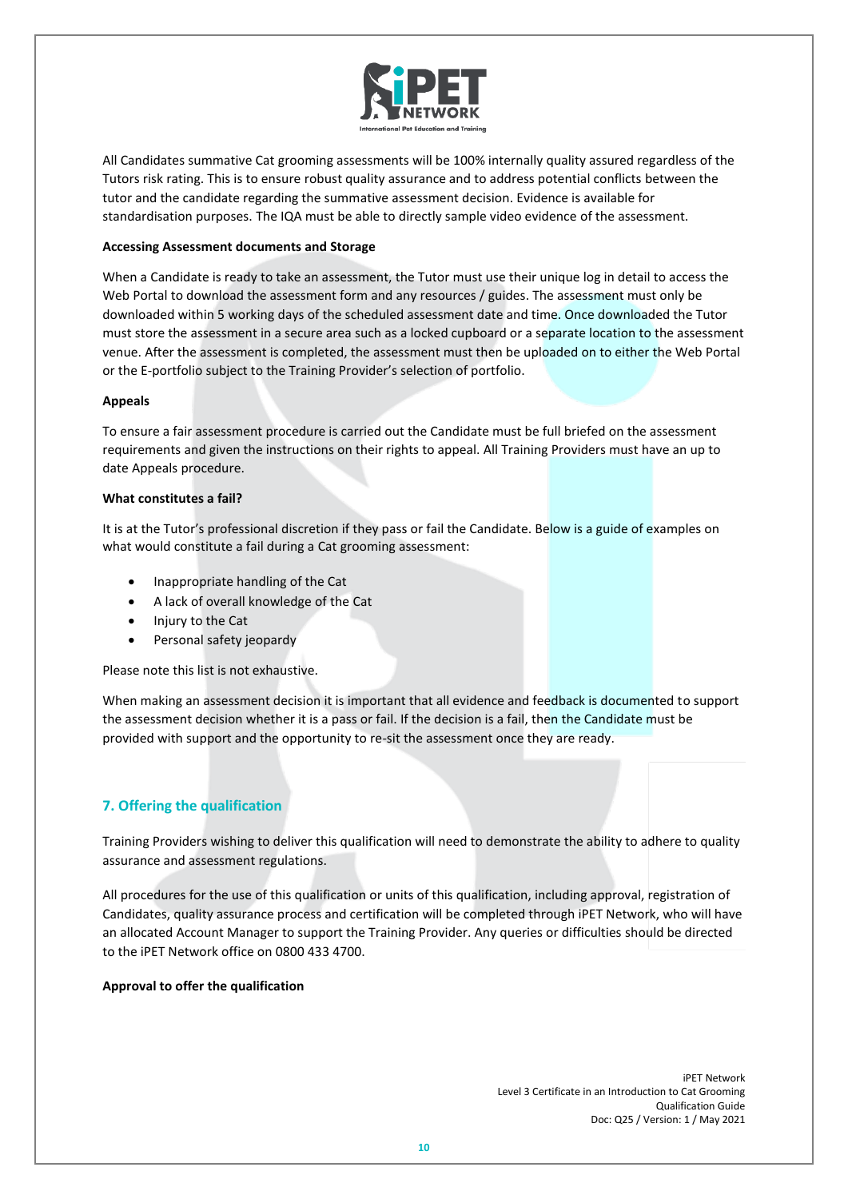All Candidates summative Cat grooming assessments will be 100% internally quality assured regardless of the Tutors risk rating. This is to ensure robust quality assurance and to address potential conflicts between the tutor and the candidate regarding the summative assessment decision. Evidence is available for standardisation purposes. The IQA must be able to directly sample video evidence of the assessment.

**Accessing Assessment documents and Storage**

When a Candidate is ready to take an assessment, the Tutor must use their unique log in detail to access the Web Portal to download the assessment form and any resources / guides. The assessment must only be downloaded within 5 working days of the scheduled assessment date and time. Once downloaded the Tutor must store the assessment in a secure area such as a locked cupboard or a separate location to the assessment venue. After the assessment is completed, the assessment must then be uploaded on to either the Web Portal or the E-portfolio subject to the Training Provider's selection of portfolio.

**Appeals**

To ensure a fair assessment procedure is carried out the Candidate must be full briefed on the assessment requirements and given the instructions on their rights to appeal. All Training Providers must have an up to date Appeals procedure.

**What constitutes a fail?**

It is at the Tutor's professional discretion if they pass or fail the Candidate. Below is a guide of examples on what would constitute a fail during a Cat grooming assessment:

- Inappropriate handling of the Cat
- A lack of overall knowledge of the Cat
- Injury to the Cat
- Personal safety jeopardy

Please note this list is not exhaustive.

When making an assessment decision it is important that all evidence and feedback is documented to support the assessment decision whether it is a pass or fail. If the decision is a fail, then the Candidate must be provided with support and the opportunity to re-sit the assessment once they are ready.

## 7. Offering the qualification

Training Providers wishing to deliver this qualification will need to demonstrate the ability to adhere to quality assurance and assessment regulations.

All procedures for the use of this qualification or units of this qualification, including approval, registration of Candidates, quality assurance process and certification will be completed through iPET Network, who will have an allocated Account Manager to support the Training Provider. Any queries or difficulties should be directed to the iPET Network office on 0800 433 4700.

**Approval to offer the qualification**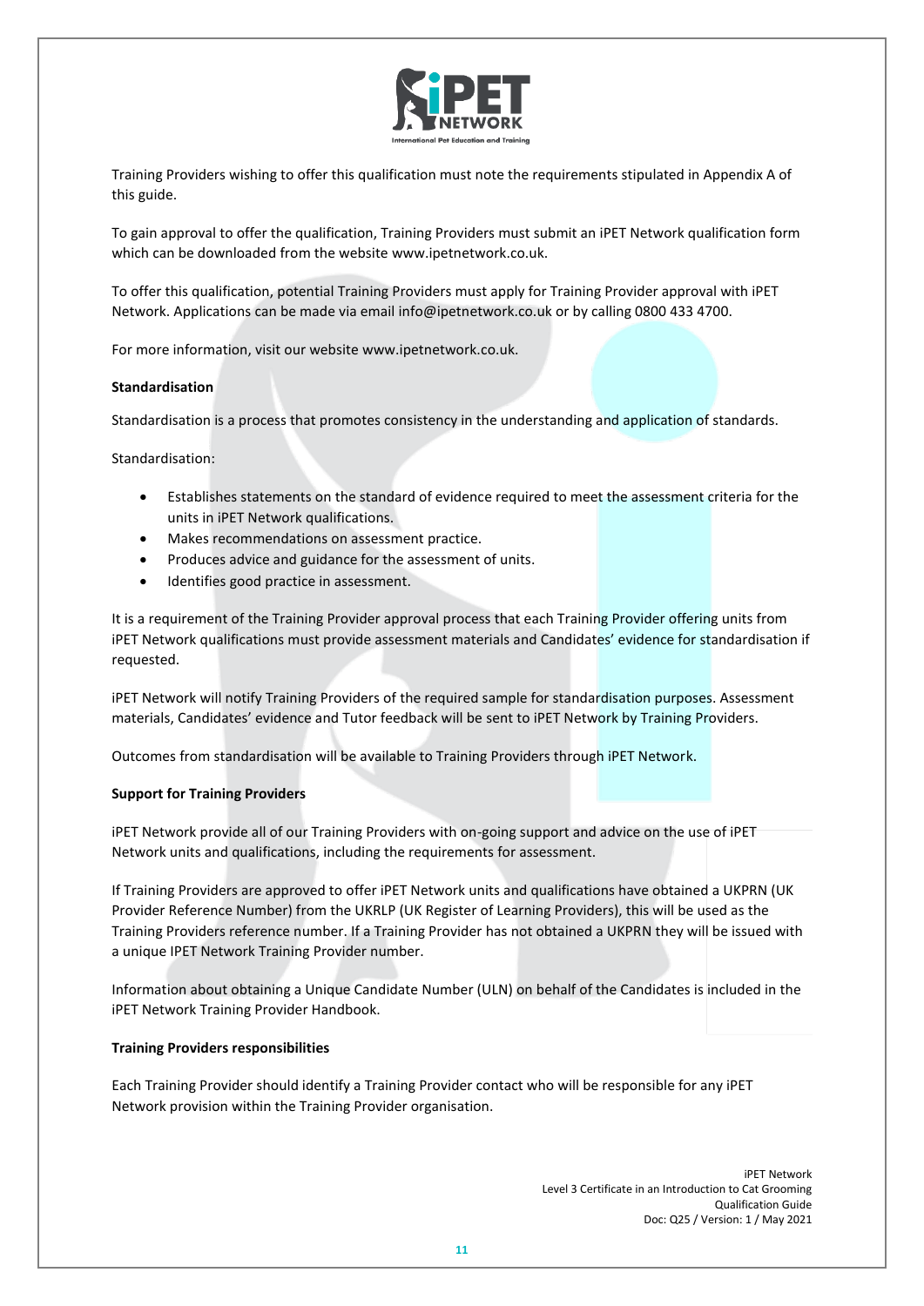Training Providers wishing to offer this qualification must note the requirements stipulated in Appendix A of this guide.

To gain approval to offer the qualification, Training Providers must submit an iPET Network qualification form which can be downloaded from the website www.ipetnetwork.co.uk.

To offer this qualification, potential Training Providers must apply for Training Provider approval with iPET Network. Applications can be made via email info@ipetnetwork.co.uk or by calling 0800 433 4700.

For more information, visit our website www.ipetnetwork.co.uk.

**Standardisation**

Standardisation is a process that promotes consistency in the understanding and application of standards.

Standardisation:

- Establishes statements on the standard of evidence required to meet the assessment criteria for the units in iPET Network qualifications.
- Makes recommendations on assessment practice.
- Produces advice and guidance for the assessment of units.
- Identifies good practice in assessment.

It is a requirement of the Training Provider approval process that each Training Provider offering units from iPET Network qualifications must provide assessment materials and Candidates' evidence for standardisation if requested.

iPET Network will notify Training Providers of the required sample for standardisation purposes. Assessment materials, Candidates' evidence and Tutor feedback will be sent to iPET Network by Training Providers.

Outcomes from standardisation will be available to Training Providers through iPET Network.

**Support for Training Providers**

iPET Network provide all of our Training Providers with on-going support and advice on the use of iPET Network units and qualifications, including the requirements for assessment.

If Training Providers are approved to offer iPET Network units and qualifications have obtained a UKPRN (UK Provider Reference Number) from the UKRLP (UK Register of Learning Providers), this will be used as the Training Providers reference number. If a Training Provider has not obtained a UKPRN they will be issued with a unique IPET Network Training Provider number.

Information about obtaining a Unique Candidate Number (ULN) on behalf of the Candidates is included in the iPET Network Training Provider Handbook.

**Training Providers responsibilities**

Each Training Provider should identify a Training Provider contact who will be responsible for any iPET Network provision within the Training Provider organisation.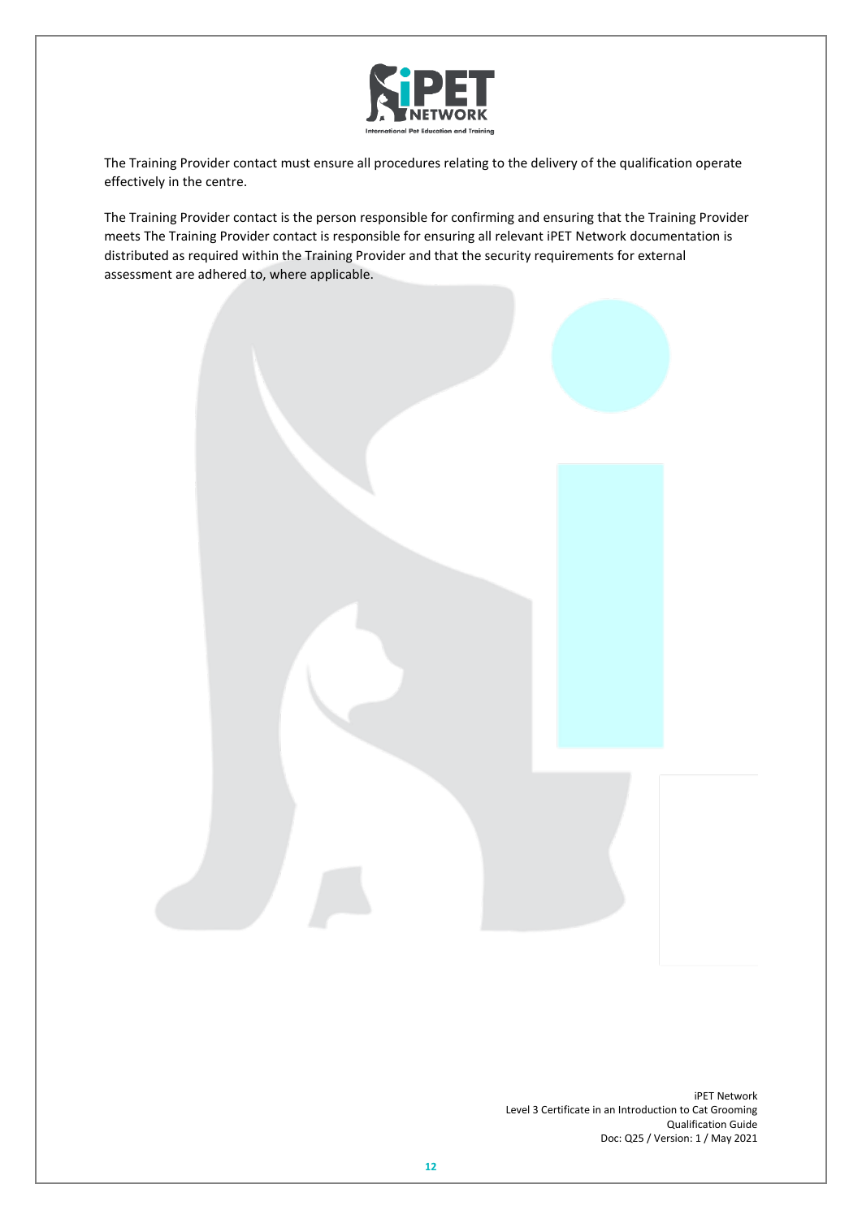The Training Provider contact must ensure all procedures relating to the delivery of the qualification operate effectively in the centre.

The Training Provider contact is the person responsible for confirming and ensuring that the Training Provider meets The Training Provider contact is responsible for ensuring all relevant iPET Network documentation is distributed as required within the Training Provider and that the security requirements for external assessment are adhered to, where applicable.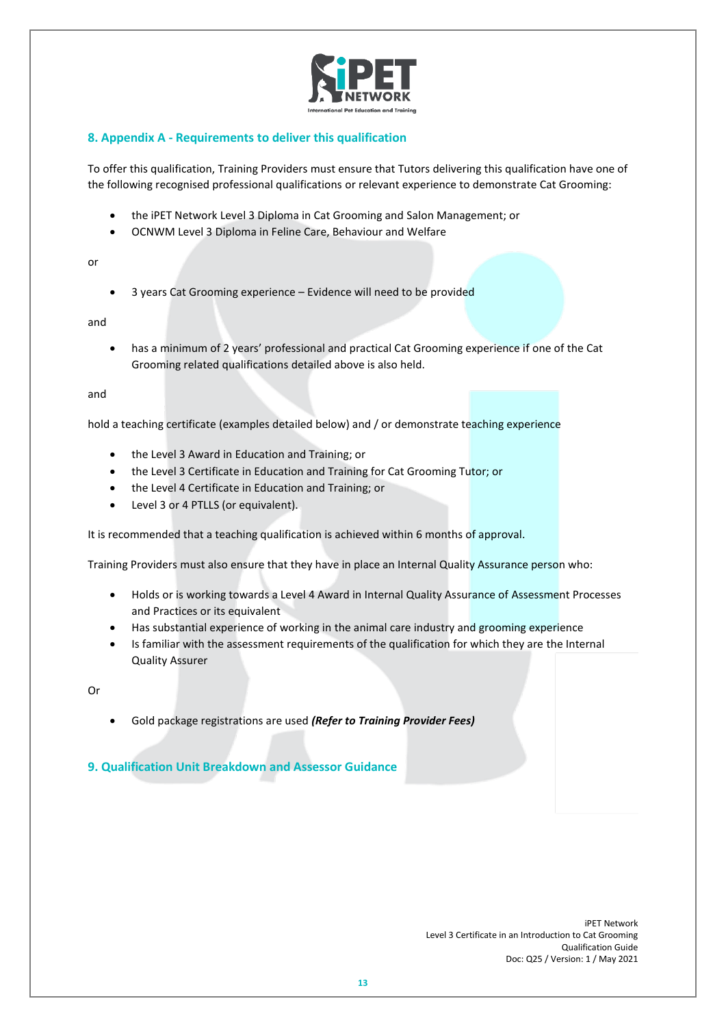## 8. Appendix A - Requirements to deliver this qualification

To offer this qualification, Training Providers must ensure that Tutors delivering this qualification have one of the following recognised professional qualifications or relevant experience to demonstrate Cat Grooming:

- the iPET Network Level 3 Diploma in Cat Grooming and Salon Management; or
- OCNWM Level 3 Diploma in Feline Care, Behaviour and Welfare

or

- 3 years Cat Grooming experience – Evidence will need to be provided

and

- has a minimum of 2 years' professional and practical Cat Grooming experience if one of the Cat Grooming related qualifications detailed above is also held.

and

hold a teaching certificate (examples detailed below) and / or demonstrate teaching experience

- the Level 3 Award in Education and Training; or
- the Level 3 Certificate in Education and Training for Cat Grooming Tutor; or
- the Level 4 Certificate in Education and Training; or
- Level 3 or 4 PTLLS (or equivalent).

It is recommended that a teaching qualification is achieved within 6 months of approval.

Training Providers must also ensure that they have in place an Internal Quality Assurance person who:

- Holds or is working towards a Level 4 Award in Internal Quality Assurance of Assessment Processes and Practices or its equivalent
- Has substantial experience of working in the animal care industry and grooming experience
- Is familiar with the assessment requirements of the qualification for which they are the Internal Quality Assurer

Or

- Gold package registrations are used ***(Refer to Training Provider Fees)***

## 9. Qualification Unit Breakdown and Assessor Guidance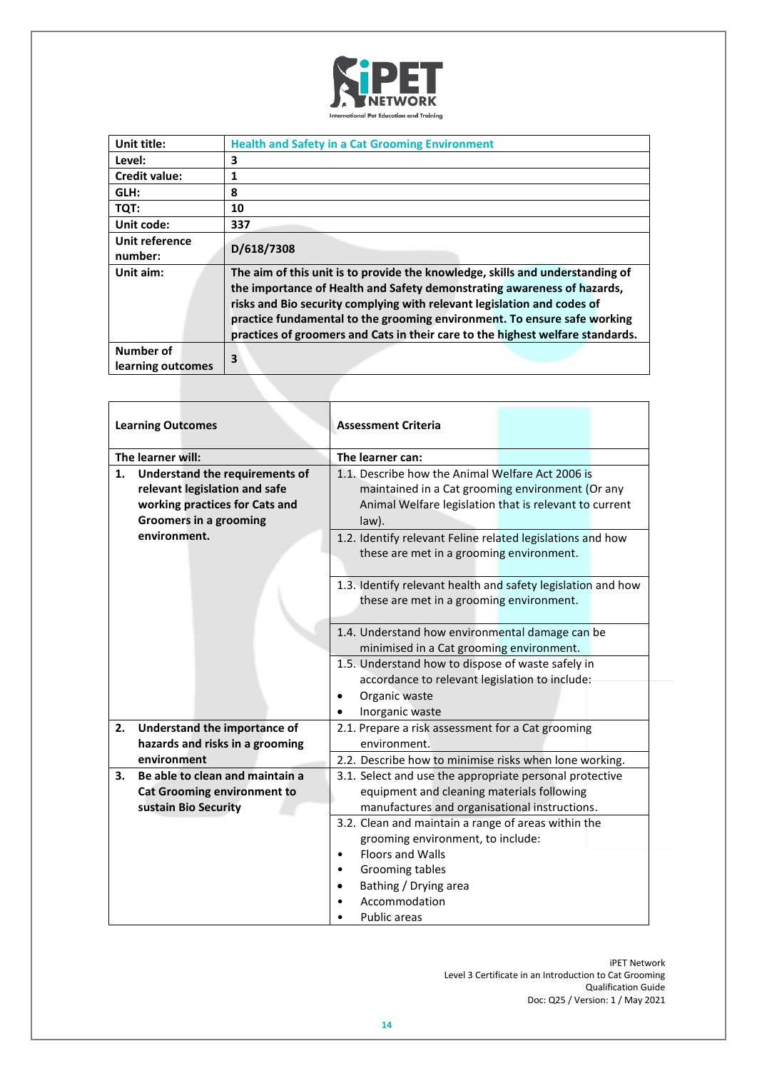| Unit title: | Health and Safety in a Cat Grooming Environment |
|---|---|
| Level: | 3 |
| Credit value: | 1 |
| GLH: | 8 |
| TQT: | 10 |
| Unit code: | 337 |
| Unit reference number: | D/618/7308 |
| Unit aim: | The aim of this unit is to provide the knowledge, skills and understanding of the importance of Health and Safety demonstrating awareness of hazards, risks and Bio security complying with relevant legislation and codes of practice fundamental to the grooming environment. To ensure safe working practices of groomers and Cats in their care to the highest welfare standards. |
| Number of learning outcomes | 3 |

| Learning Outcomes | Assessment Criteria |
|---|---|
| **The learner will:** | **The learner can:** |
| **1. Understand the requirements of relevant legislation and safe working practices for Cats and Groomers in a grooming environment.** | 1.1. Describe how the Animal Welfare Act 2006 is maintained in a Cat grooming environment (Or any Animal Welfare legislation that is relevant to current law). |
| | 1.2. Identify relevant Feline related legislations and how these are met in a grooming environment. |
| | 1.3. Identify relevant health and safety legislation and how these are met in a grooming environment. |
| | 1.4. Understand how environmental damage can be minimised in a Cat grooming environment. |
| | 1.5. Understand how to dispose of waste safely in accordance to relevant legislation to include:<br>• Organic waste<br>• Inorganic waste |
| **2. Understand the importance of hazards and risks in a grooming environment** | 2.1. Prepare a risk assessment for a Cat grooming environment. |
| | 2.2. Describe how to minimise risks when lone working. |
| **3. Be able to clean and maintain a Cat Grooming environment to sustain Bio Security** | 3.1. Select and use the appropriate personal protective equipment and cleaning materials following manufactures and organisational instructions. |
| | 3.2. Clean and maintain a range of areas within the grooming environment, to include:<br>• Floors and Walls<br>• Grooming tables<br>• Bathing / Drying area<br>• Accommodation<br>• Public areas |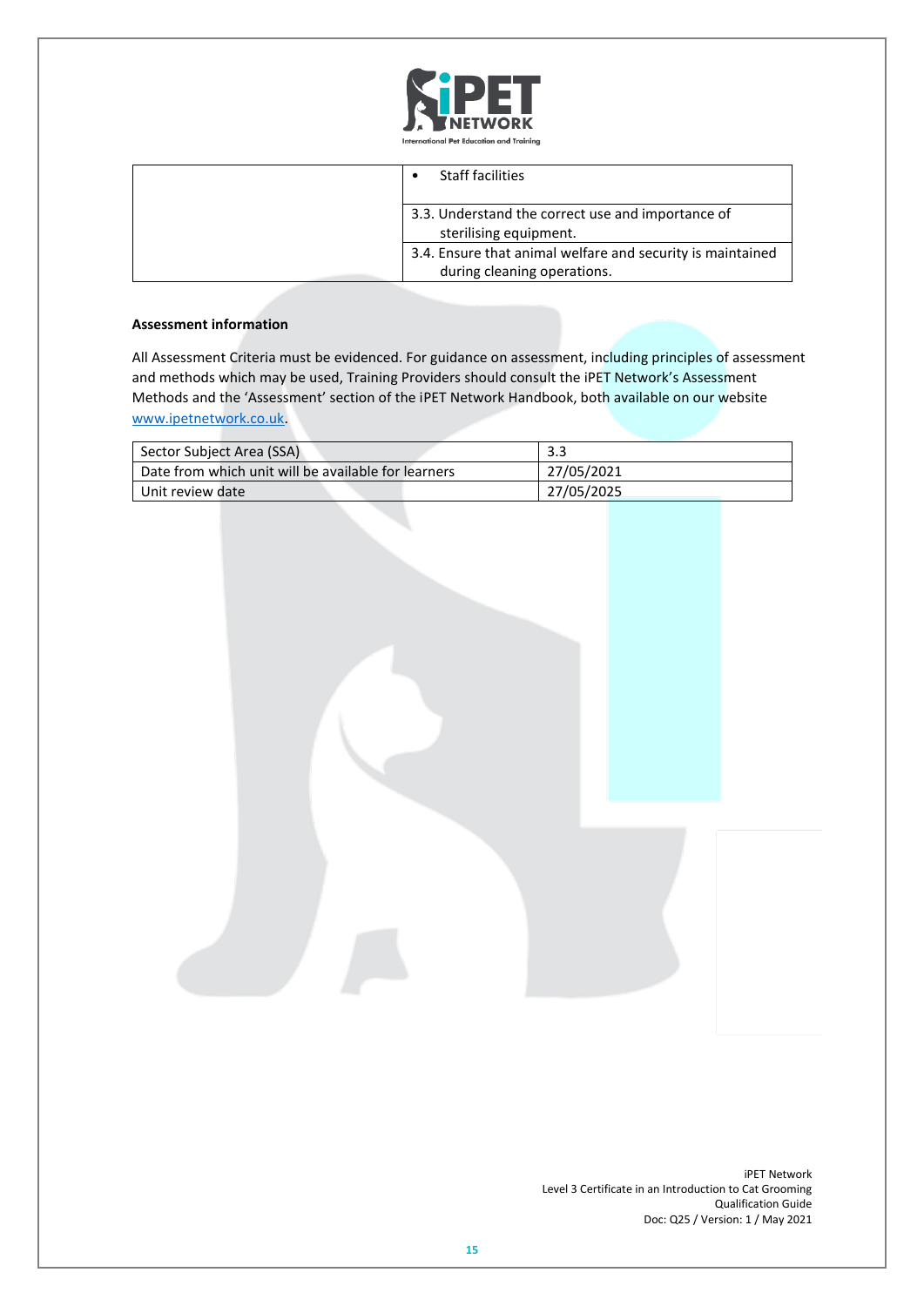| | |
|---|---|
| | • Staff facilities |
| | 3.3. Understand the correct use and importance of sterilising equipment. |
| | 3.4. Ensure that animal welfare and security is maintained during cleaning operations. |

**Assessment information**

All Assessment Criteria must be evidenced. For guidance on assessment, including principles of assessment and methods which may be used, Training Providers should consult the iPET Network's Assessment Methods and the 'Assessment' section of the iPET Network Handbook, both available on our website www.ipetnetwork.co.uk.

| | |
|---|---|
| Sector Subject Area (SSA) | 3.3 |
| Date from which unit will be available for learners | 27/05/2021 |
| Unit review date | 27/05/2025 |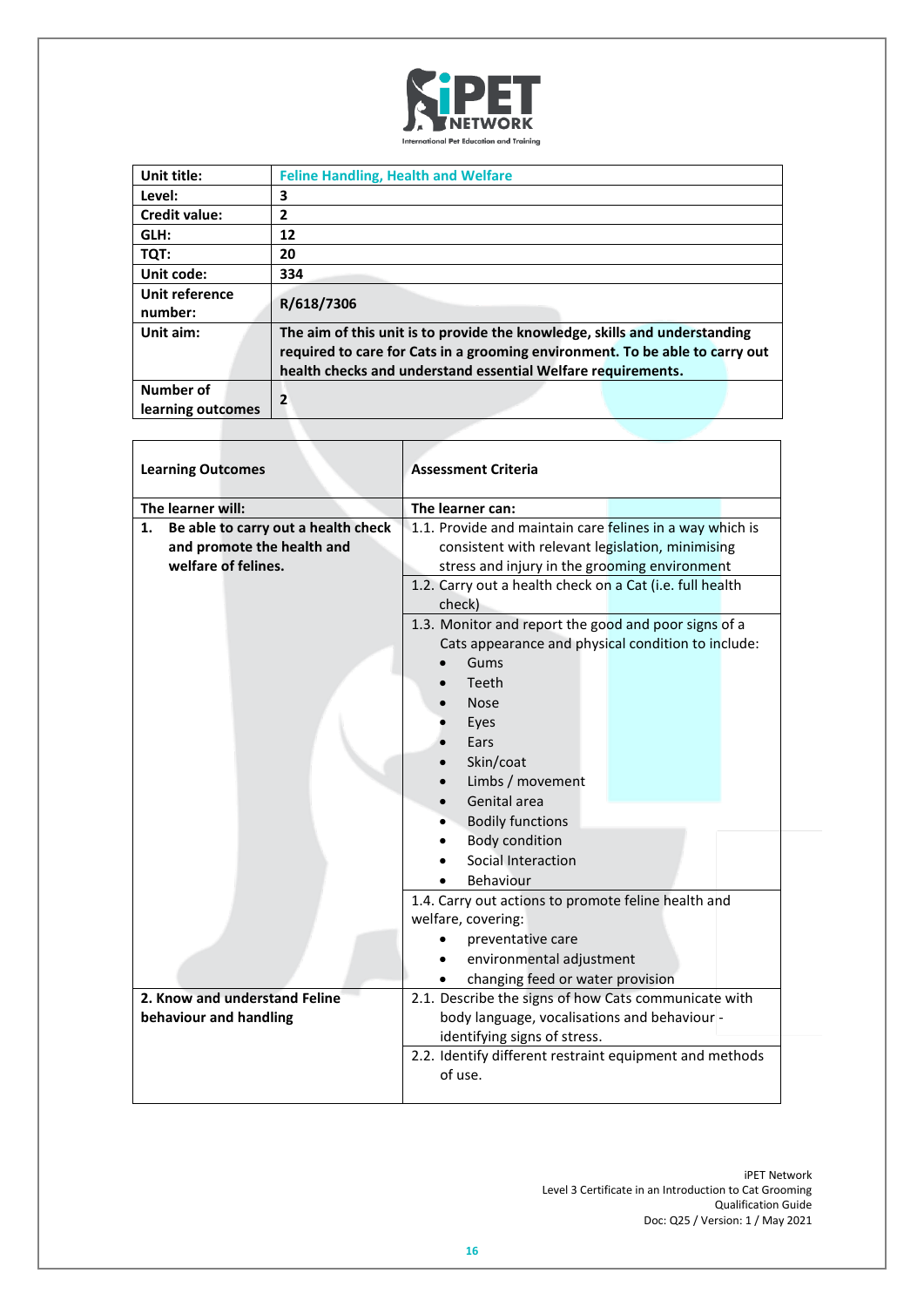| Unit title: | Feline Handling, Health and Welfare |
|---|---|
| Level: | 3 |
| Credit value: | 2 |
| GLH: | 12 |
| TQT: | 20 |
| Unit code: | 334 |
| Unit reference number: | R/618/7306 |
| Unit aim: | The aim of this unit is to provide the knowledge, skills and understanding required to care for Cats in a grooming environment. To be able to carry out health checks and understand essential Welfare requirements. |
| Number of learning outcomes | 2 |

| Learning Outcomes | Assessment Criteria |
|---|---|
| **The learner will:** | **The learner can:** |
| **1. Be able to carry out a health check and promote the health and welfare of felines.** | 1.1. Provide and maintain care felines in a way which is consistent with relevant legislation, minimising stress and injury in the grooming environment |
| | 1.2. Carry out a health check on a Cat (i.e. full health check) |
| | 1.3. Monitor and report the good and poor signs of a Cats appearance and physical condition to include:<br>• Gums<br>• Teeth<br>• Nose<br>• Eyes<br>• Ears<br>• Skin/coat<br>• Limbs / movement<br>• Genital area<br>• Bodily functions<br>• Body condition<br>• Social Interaction<br>• Behaviour |
| | 1.4. Carry out actions to promote feline health and welfare, covering:<br>• preventative care<br>• environmental adjustment<br>• changing feed or water provision |
| **2. Know and understand Feline behaviour and handling** | 2.1. Describe the signs of how Cats communicate with body language, vocalisations and behaviour - identifying signs of stress. |
| | 2.2. Identify different restraint equipment and methods of use. |

iPET Network
Level 3 Certificate in an Introduction to Cat Grooming
Qualification Guide
Doc: Q25 / Version: 1 / May 2021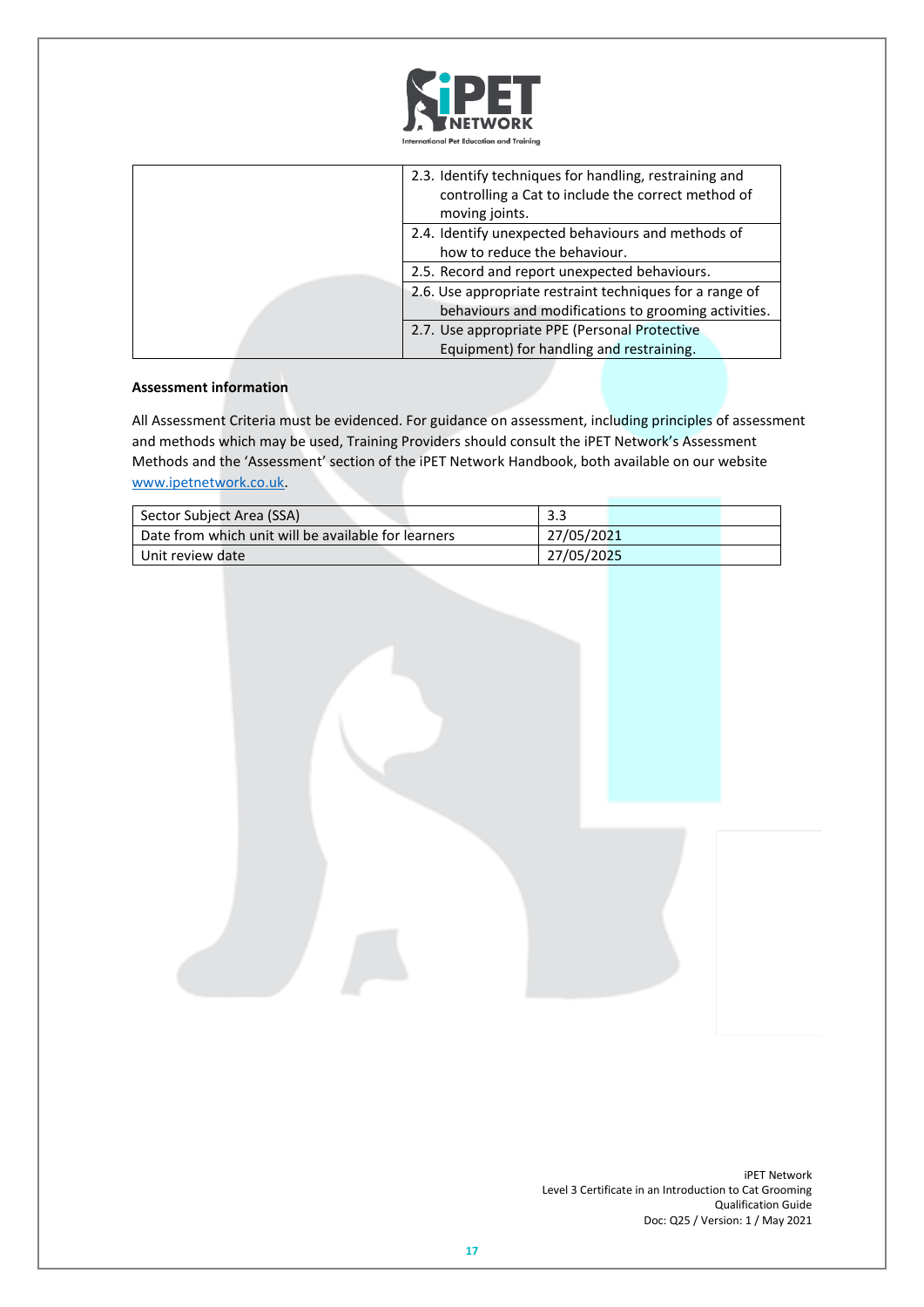| | |
|---|---|
| | 2.3. Identify techniques for handling, restraining and controlling a Cat to include the correct method of moving joints. |
| | 2.4. Identify unexpected behaviours and methods of how to reduce the behaviour. |
| | 2.5. Record and report unexpected behaviours. |
| | 2.6. Use appropriate restraint techniques for a range of behaviours and modifications to grooming activities. |
| | 2.7. Use appropriate PPE (Personal Protective Equipment) for handling and restraining. |

**Assessment information**

All Assessment Criteria must be evidenced. For guidance on assessment, including principles of assessment and methods which may be used, Training Providers should consult the iPET Network's Assessment Methods and the 'Assessment' section of the iPET Network Handbook, both available on our website www.ipetnetwork.co.uk.

| | |
|---|---|
| Sector Subject Area (SSA) | 3.3 |
| Date from which unit will be available for learners | 27/05/2021 |
| Unit review date | 27/05/2025 |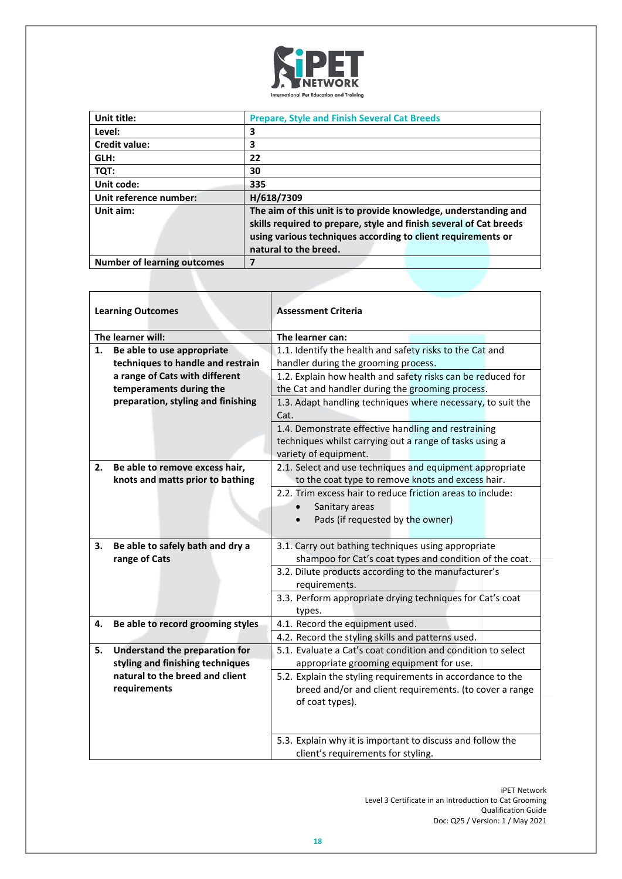| Unit title: | Prepare, Style and Finish Several Cat Breeds |
|---|---|
| Level: | 3 |
| Credit value: | 3 |
| GLH: | 22 |
| TQT: | 30 |
| Unit code: | 335 |
| Unit reference number: | H/618/7309 |
| Unit aim: | The aim of this unit is to provide knowledge, understanding and skills required to prepare, style and finish several of Cat breeds using various techniques according to client requirements or natural to the breed. |
| Number of learning outcomes | 7 |

| Learning Outcomes | Assessment Criteria |
|---|---|
| **The learner will:** | **The learner can:** |
| **1. Be able to use appropriate techniques to handle and restrain a range of Cats with different temperaments during the preparation, styling and finishing** | 1.1. Identify the health and safety risks to the Cat and handler during the grooming process. |
| | 1.2. Explain how health and safety risks can be reduced for the Cat and handler during the grooming process. |
| | 1.3. Adapt handling techniques where necessary, to suit the Cat. |
| | 1.4. Demonstrate effective handling and restraining techniques whilst carrying out a range of tasks using a variety of equipment. |
| **2. Be able to remove excess hair, knots and matts prior to bathing** | 2.1. Select and use techniques and equipment appropriate to the coat type to remove excess knots and excess hair. |
| | 2.2. Trim excess hair to reduce friction areas to include: <br>• Sanitary areas <br>• Pads (if requested by the owner) |
| **3. Be able to safely bath and dry a range of Cats** | 3.1. Carry out bathing techniques using appropriate shampoo for Cat's coat types and condition of the coat. |
| | 3.2. Dilute products according to the manufacturer's requirements. |
| | 3.3. Perform appropriate drying techniques for Cat's coat types. |
| **4. Be able to record grooming styles** | 4.1. Record the equipment used. |
| | 4.2. Record the styling skills and patterns used. |
| **5. Understand the preparation for styling and finishing techniques natural to the breed and client requirements** | 5.1. Evaluate a Cat's coat condition and condition to select appropriate grooming equipment for use. |
| | 5.2. Explain the styling requirements in accordance to the breed and/or and client requirements. (to cover a range of coat types). |
| | 5.3. Explain why it is important to discuss and follow the client's requirements for styling. |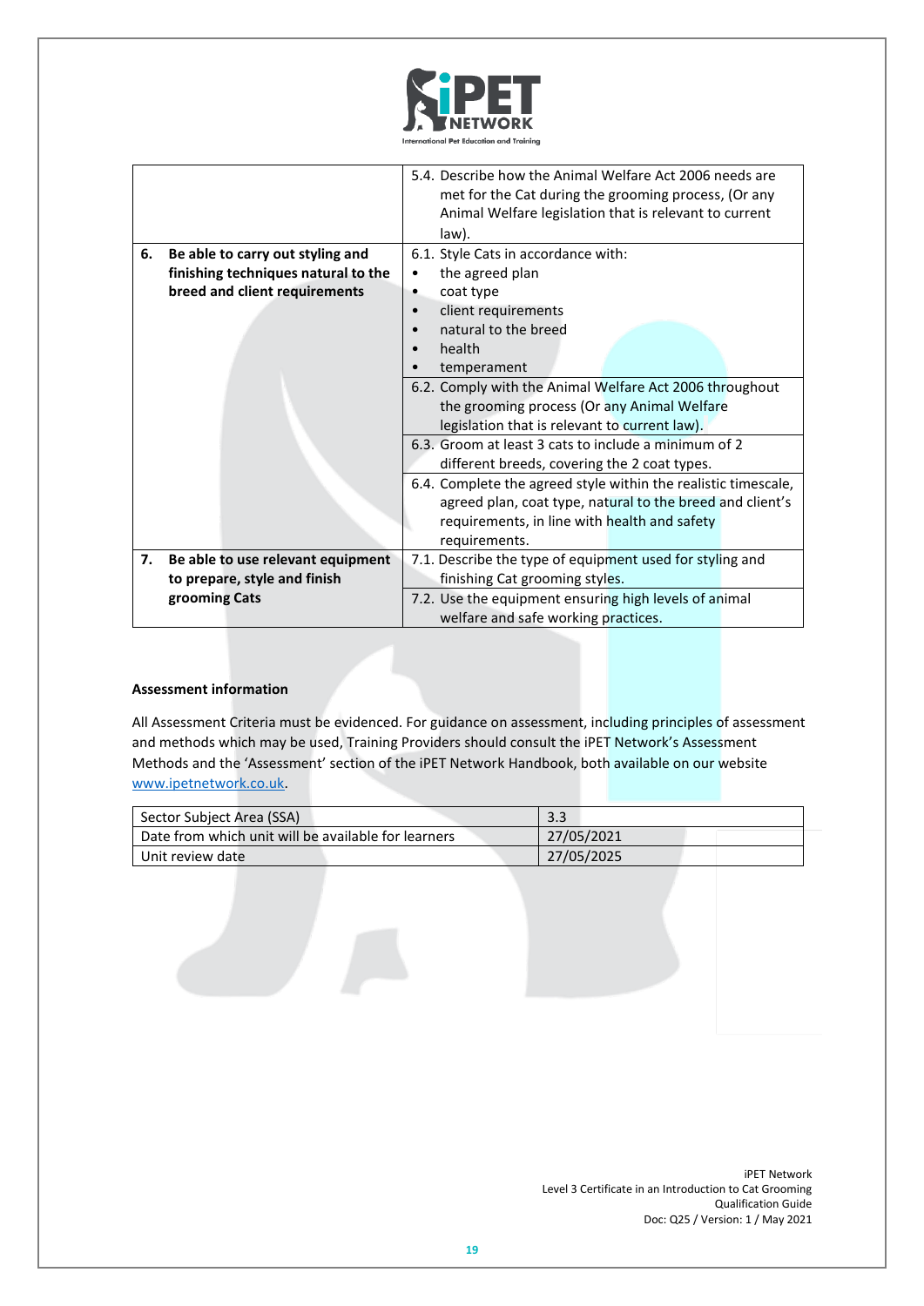| | |
|---|---|
| | 5.4. Describe how the Animal Welfare Act 2006 needs are met for the Cat during the grooming process, (Or any Animal Welfare legislation that is relevant to current law). |
| **6. Be able to carry out styling and finishing techniques natural to the breed and client requirements** | 6.1. Style Cats in accordance with:<br>• the agreed plan<br>• coat type<br>• client requirements<br>• natural to the breed<br>• health<br>• temperament |
| | 6.2. Comply with the Animal Welfare Act 2006 throughout the grooming process (Or any Animal Welfare legislation that is relevant to current law). |
| | 6.3. Groom at least 3 cats to include a minimum of 2 different breeds, covering the 2 coat types. |
| | 6.4. Complete the agreed style within the realistic timescale, agreed plan, coat type, natural to the breed and client's requirements, in line with health and safety requirements. |
| **7. Be able to use relevant equipment to prepare, style and finish grooming Cats** | 7.1. Describe the type of equipment used for styling and finishing Cat grooming styles. |
| | 7.2. Use the equipment ensuring high levels of animal welfare and safe working practices. |

**Assessment information**

All Assessment Criteria must be evidenced. For guidance on assessment, including principles of assessment and methods which may be used, Training Providers should consult the iPET Network's Assessment Methods and the 'Assessment' section of the iPET Network Handbook, both available on our website www.ipetnetwork.co.uk.

| | |
|---|---|
| Sector Subject Area (SSA) | 3.3 |
| Date from which unit will be available for learners | 27/05/2021 |
| Unit review date | 27/05/2025 |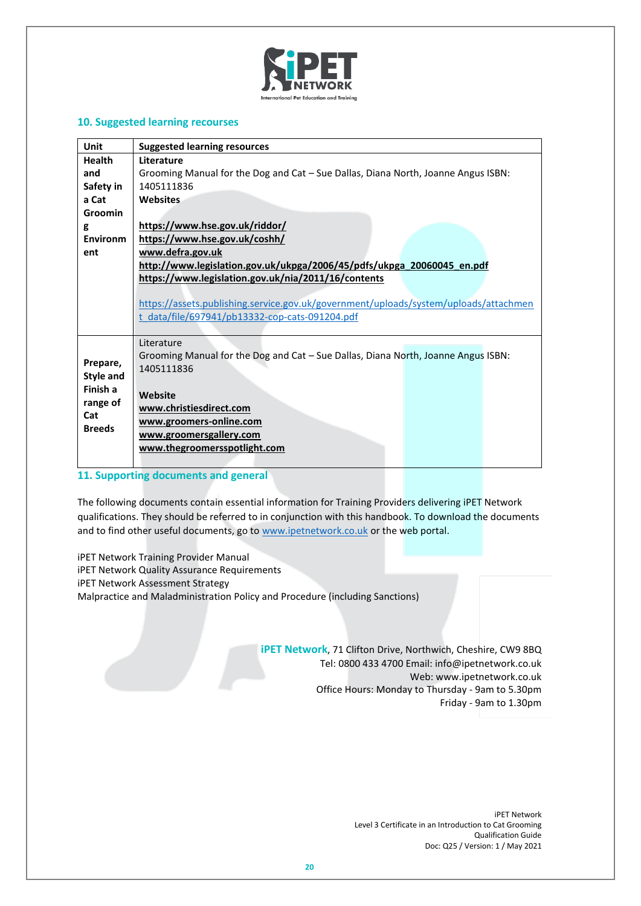## 10. Suggested learning recourses

| Unit | Suggested learning resources |
|---|---|
| **Health and Safety in a Cat Grooming Environment** | **Literature**<br>Grooming Manual for the Dog and Cat – Sue Dallas, Diana North, Joanne Angus ISBN: 1405111836<br>**Websites**<br><br>**https://www.hse.gov.uk/riddor/**<br>**https://www.hse.gov.uk/coshh/**<br>**www.defra.gov.uk**<br>**http://www.legislation.gov.uk/ukpga/2006/45/pdfs/ukpga_20060045_en.pdf**<br>**https://www.legislation.gov.uk/nia/2011/16/contents**<br><br>https://assets.publishing.service.gov.uk/government/uploads/system/uploads/attachment_data/file/697941/pb13332-cop-cats-091204.pdf |
| **Prepare, Style and Finish a range of Cat Breeds** | Literature<br>Grooming Manual for the Dog and Cat – Sue Dallas, Diana North, Joanne Angus ISBN: 1405111836<br><br>**Website**<br>**www.christiesdirect.com**<br>**www.groomers-online.com**<br>**www.groomersgallery.com**<br>**www.thegroomersspotlight.com** |

## 11. Supporting documents and general

The following documents contain essential information for Training Providers delivering iPET Network qualifications. They should be referred to in conjunction with this handbook. To download the documents and to find other useful documents, go to www.ipetnetwork.co.uk or the web portal.

iPET Network Training Provider Manual
iPET Network Quality Assurance Requirements
iPET Network Assessment Strategy
Malpractice and Maladministration Policy and Procedure (including Sanctions)

**iPET Network**, 71 Clifton Drive, Northwich, Cheshire, CW9 8BQ
Tel: 0800 433 4700 Email: info@ipetnetwork.co.uk
Web: www.ipetnetwork.co.uk
Office Hours: Monday to Thursday - 9am to 5.30pm
Friday - 9am to 1.30pm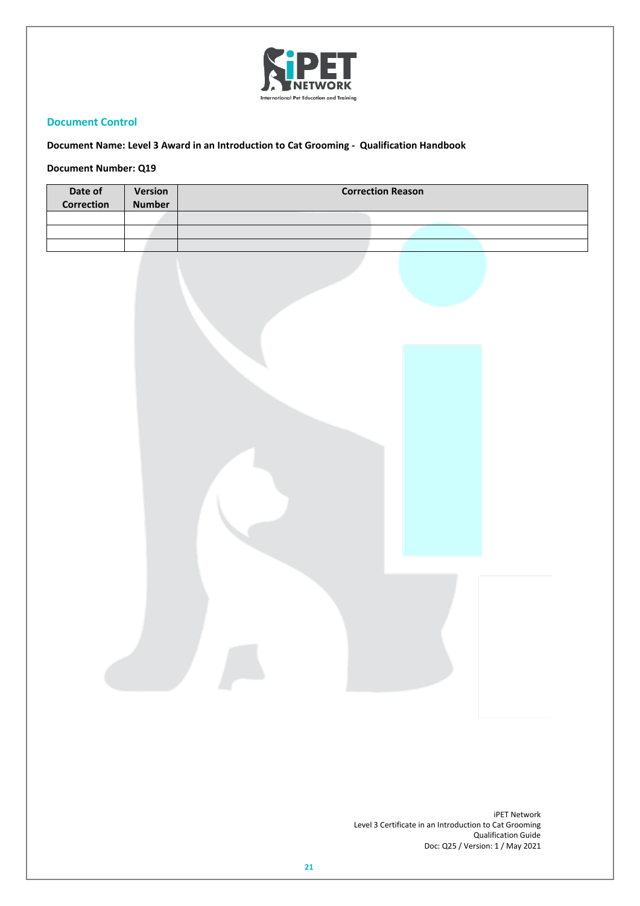## Document Control

**Document Name: Level 3 Award in an Introduction to Cat Grooming - Qualification Handbook**

**Document Number: Q19**

| Date of Correction | Version Number | Correction Reason |
|---|---|---|
| | | |
| | | |
| | | |